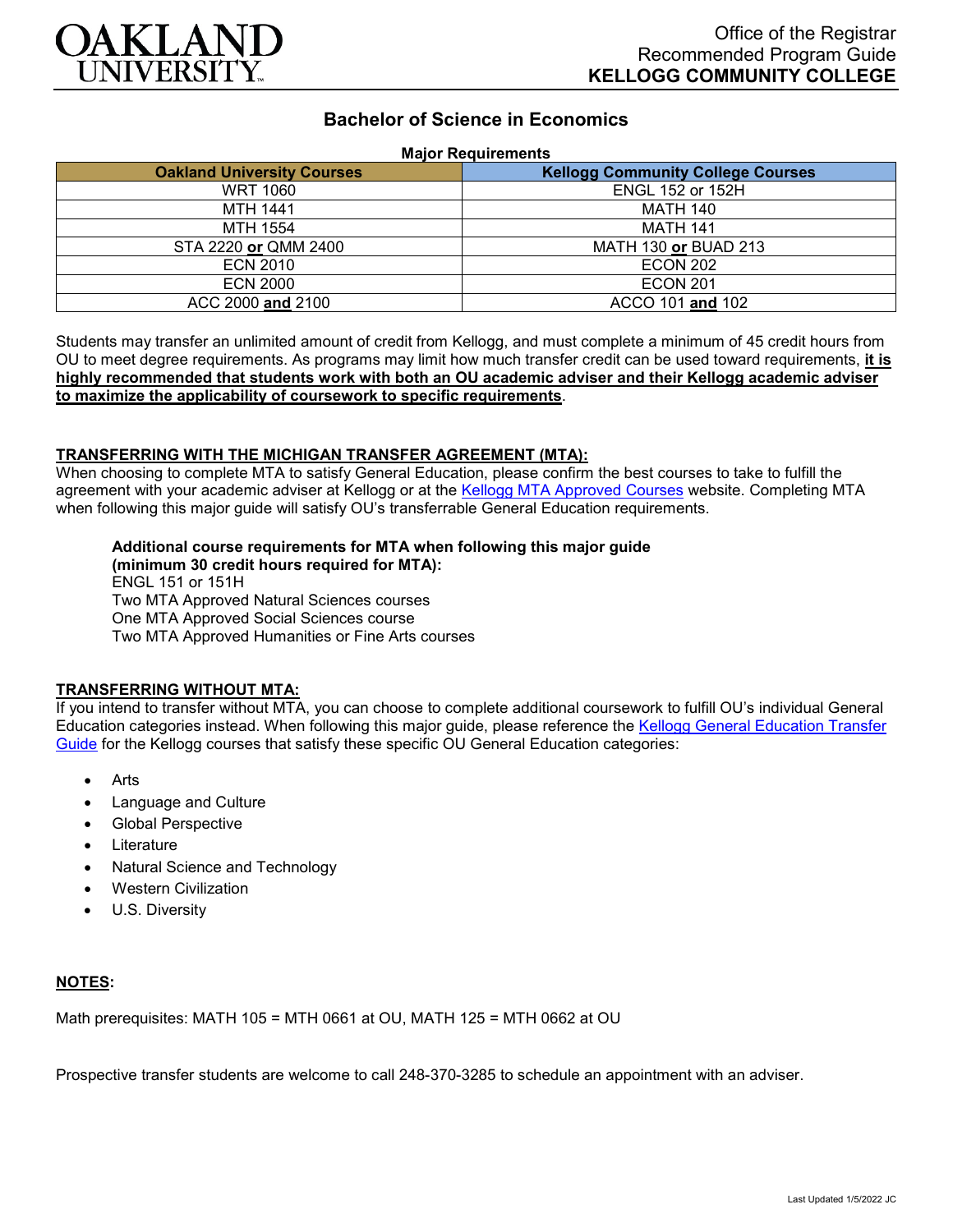OAKLAND UNIVERSITY

Office of the Registrar
Recommended Program Guide
**KELLOGG COMMUNITY COLLEGE**

# Bachelor of Science in Economics

**Major Requirements**

| Oakland University Courses | Kellogg Community College Courses |
|---|---|
| WRT 1060 | ENGL 152 or 152H |
| MTH 1441 | MATH 140 |
| MTH 1554 | MATH 141 |
| STA 2220 **or** QMM 2400 | MATH 130 **or** BUAD 213 |
| ECN 2010 | ECON 202 |
| ECN 2000 | ECON 201 |
| ACC 2000 **and** 2100 | ACCO 101 **and** 102 |

Students may transfer an unlimited amount of credit from Kellogg, and must complete a minimum of 45 credit hours from OU to meet degree requirements. As programs may limit how much transfer credit can be used toward requirements, **it is highly recommended that students work with both an OU academic adviser and their Kellogg academic adviser to maximize the applicability of coursework to specific requirements**.

## TRANSFERRING WITH THE MICHIGAN TRANSFER AGREEMENT (MTA):

When choosing to complete MTA to satisfy General Education, please confirm the best courses to take to fulfill the agreement with your academic adviser at Kellogg or at the Kellogg MTA Approved Courses website. Completing MTA when following this major guide will satisfy OU's transferrable General Education requirements.

**Additional course requirements for MTA when following this major guide (minimum 30 credit hours required for MTA):**
ENGL 151 or 151H
Two MTA Approved Natural Sciences courses
One MTA Approved Social Sciences course
Two MTA Approved Humanities or Fine Arts courses

## TRANSFERRING WITHOUT MTA:

If you intend to transfer without MTA, you can choose to complete additional coursework to fulfill OU's individual General Education categories instead. When following this major guide, please reference the Kellogg General Education Transfer Guide for the Kellogg courses that satisfy these specific OU General Education categories:

- Arts
- Language and Culture
- Global Perspective
- Literature
- Natural Science and Technology
- Western Civilization
- U.S. Diversity

## NOTES:

Math prerequisites: MATH 105 = MTH 0661 at OU, MATH 125 = MTH 0662 at OU

Prospective transfer students are welcome to call 248-370-3285 to schedule an appointment with an adviser.

Last Updated 1/5/2022 JC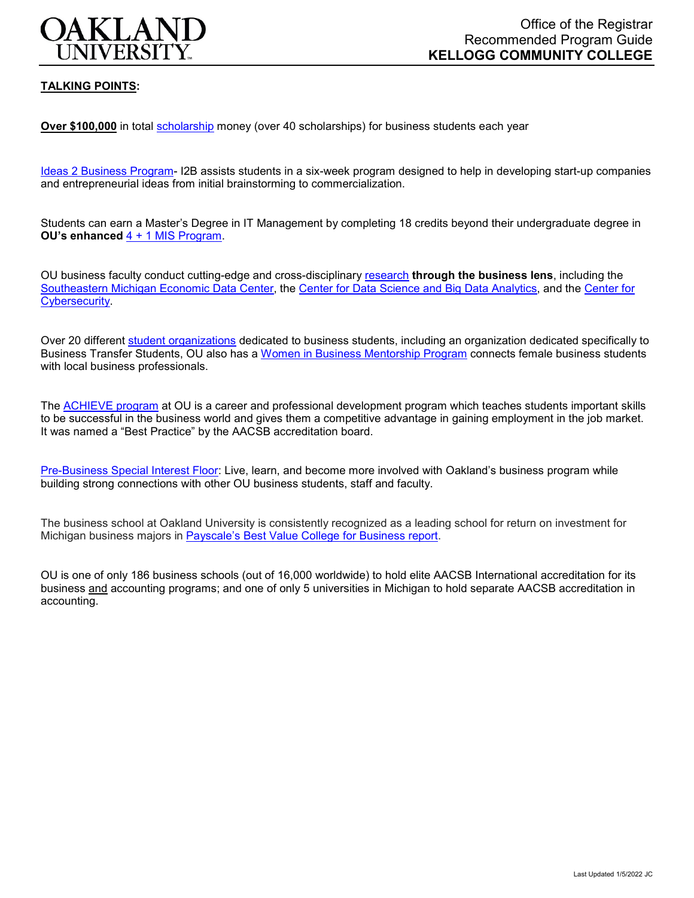**TALKING POINTS:**

**Over $100,000** in total scholarship money (over 40 scholarships) for business students each year

Ideas 2 Business Program- I2B assists students in a six-week program designed to help in developing start-up companies and entrepreneurial ideas from initial brainstorming to commercialization.

Students can earn a Master's Degree in IT Management by completing 18 credits beyond their undergraduate degree in **OU's enhanced** 4 + 1 MIS Program.

OU business faculty conduct cutting-edge and cross-disciplinary research **through the business lens**, including the Southeastern Michigan Economic Data Center, the Center for Data Science and Big Data Analytics, and the Center for Cybersecurity.

Over 20 different student organizations dedicated to business students, including an organization dedicated specifically to Business Transfer Students, OU also has a Women in Business Mentorship Program connects female business students with local business professionals.

The ACHIEVE program at OU is a career and professional development program which teaches students important skills to be successful in the business world and gives them a competitive advantage in gaining employment in the job market. It was named a "Best Practice" by the AACSB accreditation board.

Pre-Business Special Interest Floor: Live, learn, and become more involved with Oakland's business program while building strong connections with other OU business students, staff and faculty.

The business school at Oakland University is consistently recognized as a leading school for return on investment for Michigan business majors in Payscale's Best Value College for Business report.

OU is one of only 186 business schools (out of 16,000 worldwide) to hold elite AACSB International accreditation for its business and accounting programs; and one of only 5 universities in Michigan to hold separate AACSB accreditation in accounting.